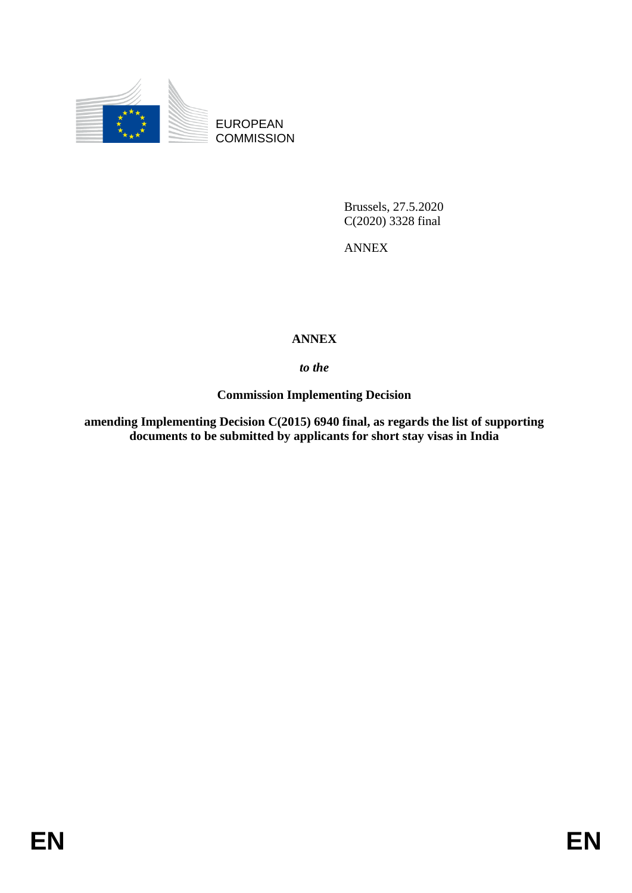EUROPEAN COMMISSION

Brussels, 27.5.2020
C(2020) 3328 final

ANNEX

# ANNEX

***to the***

**Commission Implementing Decision**

**amending Implementing Decision C(2015) 6940 final, as regards the list of supporting documents to be submitted by applicants for short stay visas in India**

EN EN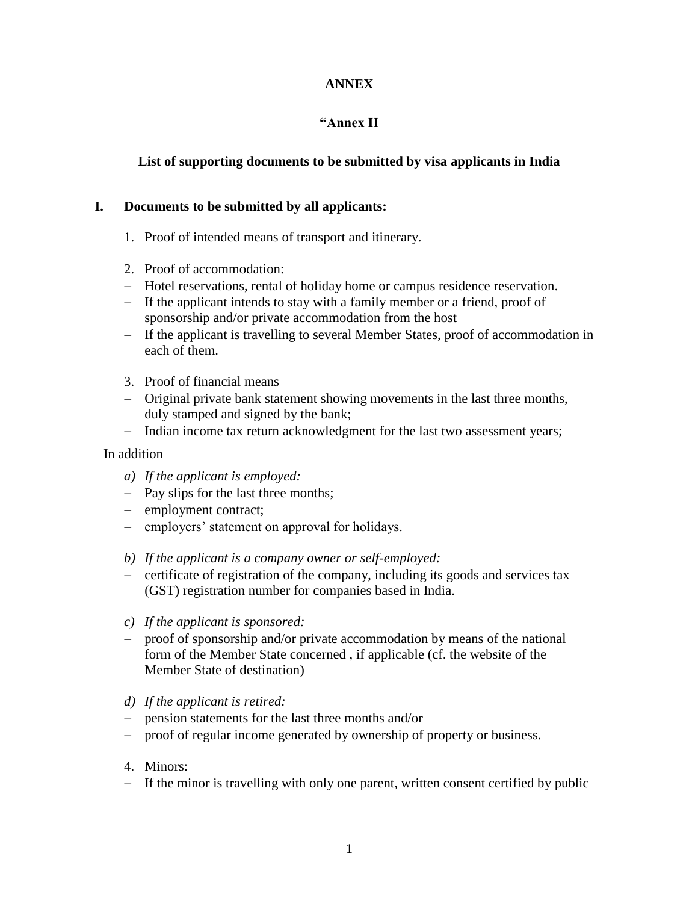**ANNEX**

**"Annex II**

**List of supporting documents to be submitted by visa applicants in India**

**I. Documents to be submitted by all applicants:**

1. Proof of intended means of transport and itinerary.

2. Proof of accommodation:

- Hotel reservations, rental of holiday home or campus residence reservation.
- If the applicant intends to stay with a family member or a friend, proof of sponsorship and/or private accommodation from the host
- If the applicant is travelling to several Member States, proof of accommodation in each of them.

3. Proof of financial means

- Original private bank statement showing movements in the last three months, duly stamped and signed by the bank;
- Indian income tax return acknowledgment for the last two assessment years;

In addition

*a) If the applicant is employed:*

- Pay slips for the last three months;
- employment contract;
- employers' statement on approval for holidays.

*b) If the applicant is a company owner or self-employed:*

- certificate of registration of the company, including its goods and services tax (GST) registration number for companies based in India.

*c) If the applicant is sponsored:*

- proof of sponsorship and/or private accommodation by means of the national form of the Member State concerned , if applicable (cf. the website of the Member State of destination)

*d) If the applicant is retired:*

- pension statements for the last three months and/or
- proof of regular income generated by ownership of property or business.

4. Minors:

- If the minor is travelling with only one parent, written consent certified by public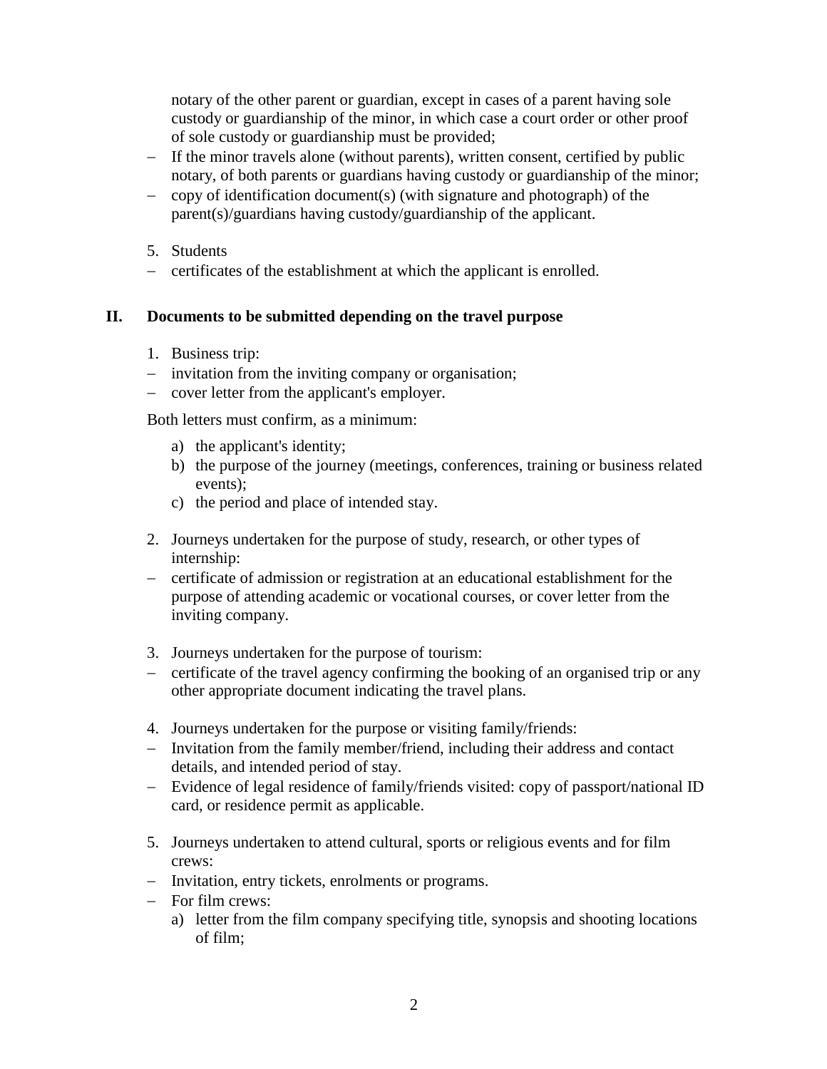notary of the other parent or guardian, except in cases of a parent having sole custody or guardianship of the minor, in which case a court order or other proof of sole custody or guardianship must be provided;

- If the minor travels alone (without parents), written consent, certified by public notary, of both parents or guardians having custody or guardianship of the minor;
- copy of identification document(s) (with signature and photograph) of the parent(s)/guardians having custody/guardianship of the applicant.

5. Students

- certificates of the establishment at which the applicant is enrolled.

## II. Documents to be submitted depending on the travel purpose

1. Business trip:

- invitation from the inviting company or organisation;
- cover letter from the applicant's employer.

Both letters must confirm, as a minimum:

a) the applicant's identity;
b) the purpose of the journey (meetings, conferences, training or business related events);
c) the period and place of intended stay.

2. Journeys undertaken for the purpose of study, research, or other types of internship:

- certificate of admission or registration at an educational establishment for the purpose of attending academic or vocational courses, or cover letter from the inviting company.

3. Journeys undertaken for the purpose of tourism:

- certificate of the travel agency confirming the booking of an organised trip or any other appropriate document indicating the travel plans.

4. Journeys undertaken for the purpose or visiting family/friends:

- Invitation from the family member/friend, including their address and contact details, and intended period of stay.
- Evidence of legal residence of family/friends visited: copy of passport/national ID card, or residence permit as applicable.

5. Journeys undertaken to attend cultural, sports or religious events and for film crews:

- Invitation, entry tickets, enrolments or programs.
- For film crews:
  a) letter from the film company specifying title, synopsis and shooting locations of film;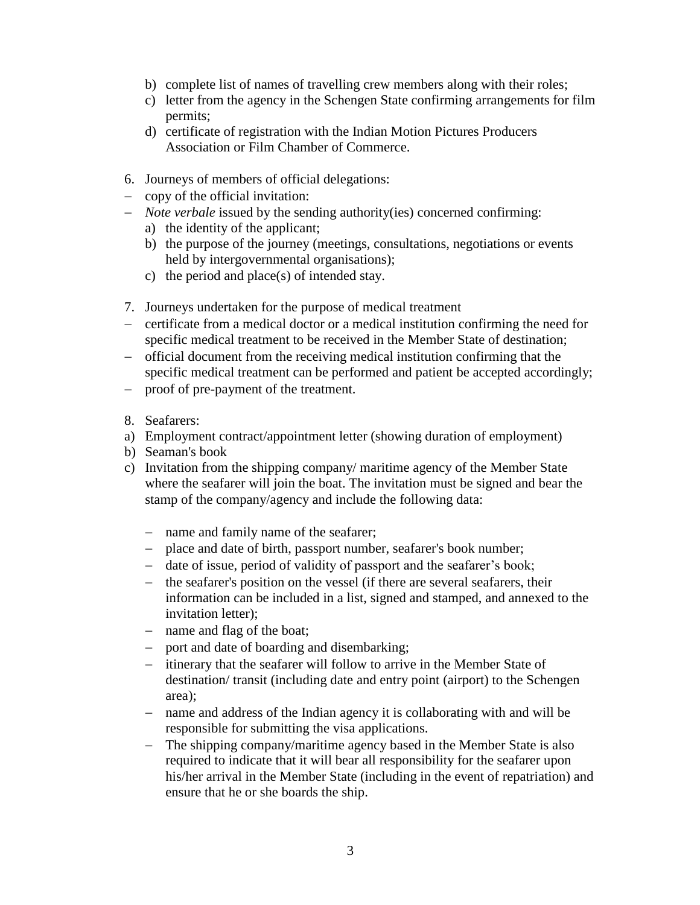b) complete list of names of travelling crew members along with their roles;
c) letter from the agency in the Schengen State confirming arrangements for film permits;
d) certificate of registration with the Indian Motion Pictures Producers Association or Film Chamber of Commerce.

6. Journeys of members of official delegations:
- copy of the official invitation:
- *Note verbale* issued by the sending authority(ies) concerned confirming:
  a) the identity of the applicant;
  b) the purpose of the journey (meetings, consultations, negotiations or events held by intergovernmental organisations);
  c) the period and place(s) of intended stay.

7. Journeys undertaken for the purpose of medical treatment
- certificate from a medical doctor or a medical institution confirming the need for specific medical treatment to be received in the Member State of destination;
- official document from the receiving medical institution confirming that the specific medical treatment can be performed and patient be accepted accordingly;
- proof of pre-payment of the treatment.

8. Seafarers:

a) Employment contract/appointment letter (showing duration of employment)
b) Seaman's book
c) Invitation from the shipping company/ maritime agency of the Member State where the seafarer will join the boat. The invitation must be signed and bear the stamp of the company/agency and include the following data:

   - name and family name of the seafarer;
   - place and date of birth, passport number, seafarer's book number;
   - date of issue, period of validity of passport and the seafarer's book;
   - the seafarer's position on the vessel (if there are several seafarers, their information can be included in a list, signed and stamped, and annexed to the invitation letter);
   - name and flag of the boat;
   - port and date of boarding and disembarking;
   - itinerary that the seafarer will follow to arrive in the Member State of destination/ transit (including date and entry point (airport) to the Schengen area);
   - name and address of the Indian agency it is collaborating with and will be responsible for submitting the visa applications.
   - The shipping company/maritime agency based in the Member State is also required to indicate that it will bear all responsibility for the seafarer upon his/her arrival in the Member State (including in the event of repatriation) and ensure that he or she boards the ship.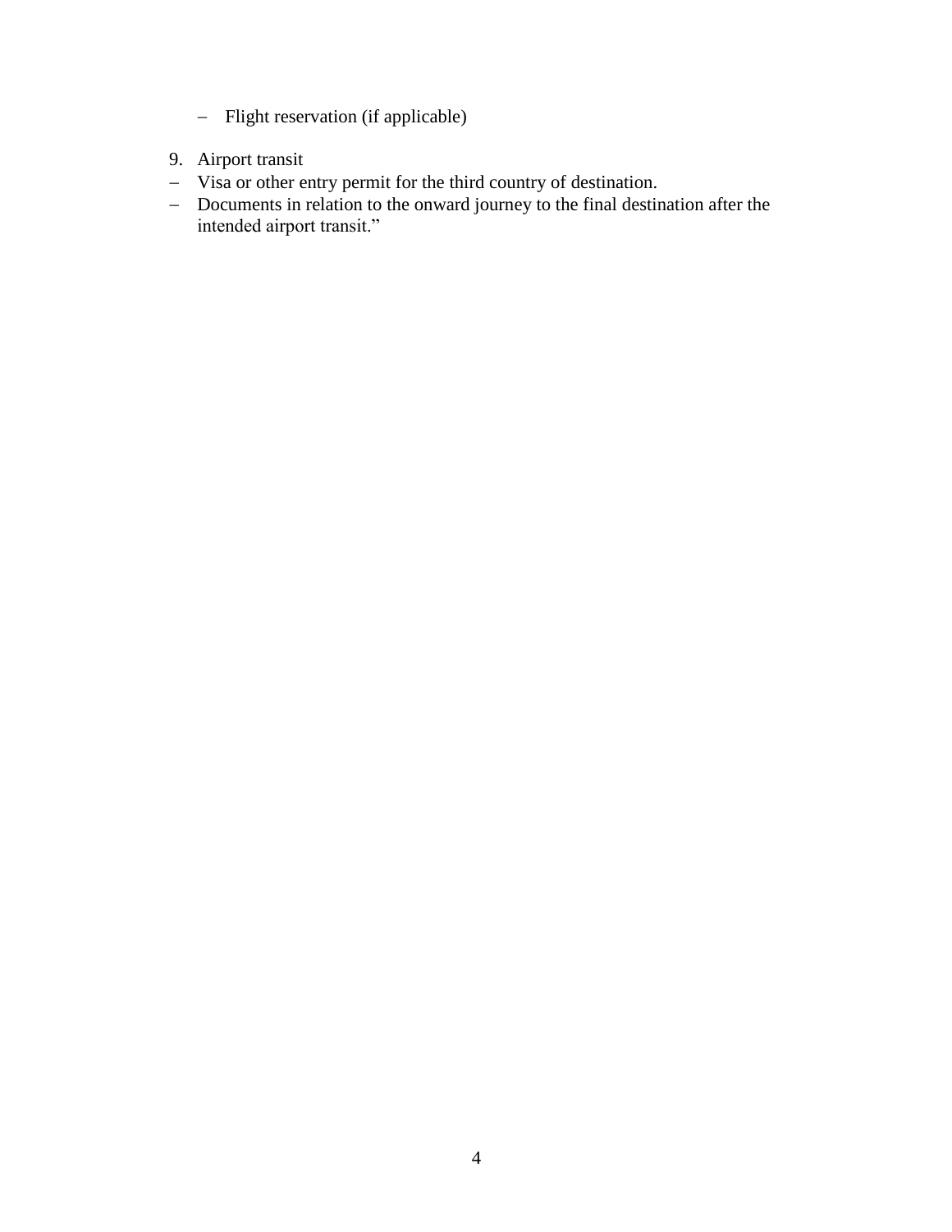- Flight reservation (if applicable)

9. Airport transit

- Visa or other entry permit for the third country of destination.
- Documents in relation to the onward journey to the final destination after the intended airport transit."